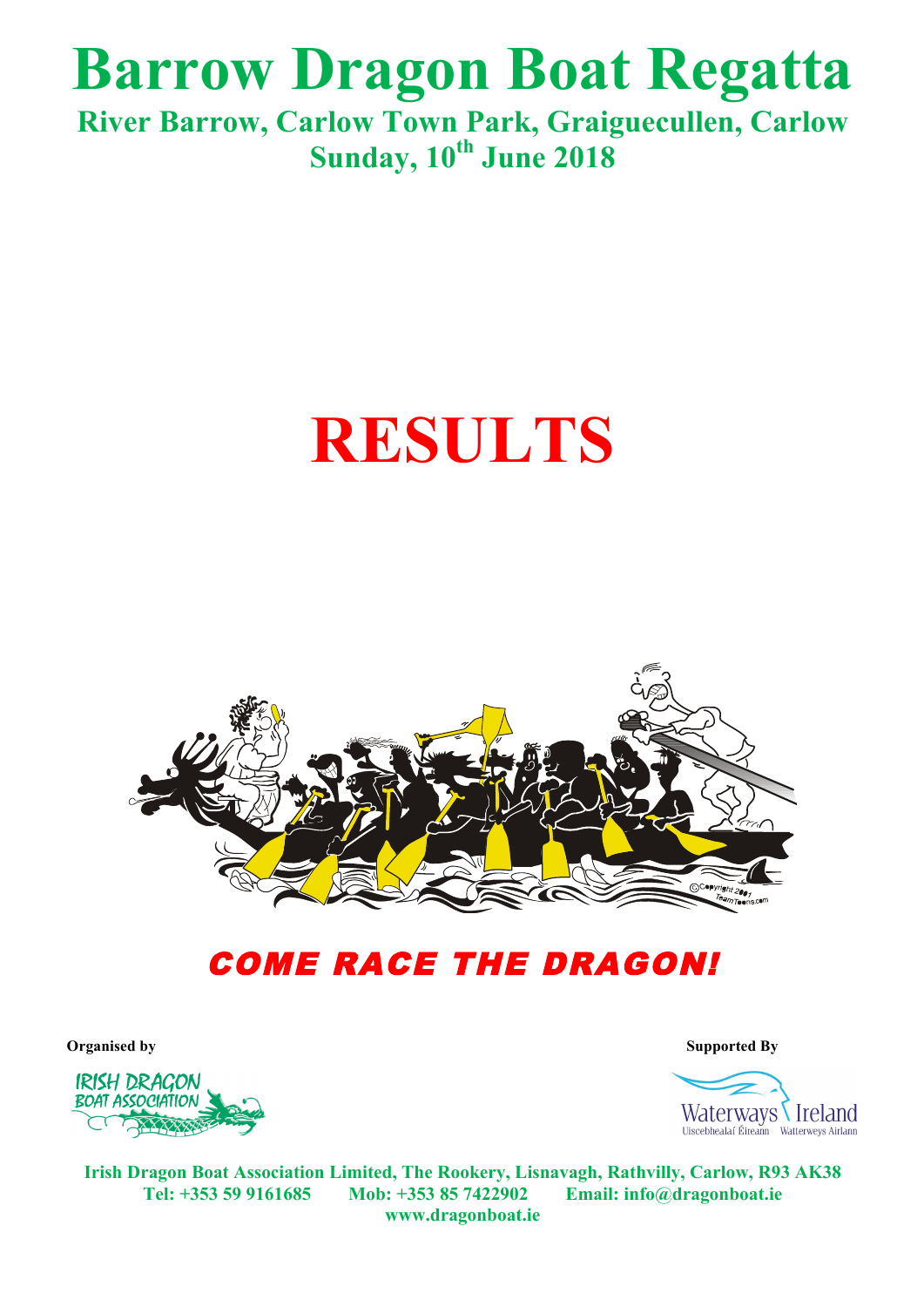# Barrow Dragon Boat Regatta

**River Barrow, Carlow Town Park, Graiguecullen, Carlow**

**Sunday, 10th June 2018**

# RESULTS

***COME RACE THE DRAGON!***

**Organised by**

**Supported By**

**Irish Dragon Boat Association Limited, The Rookery, Lisnavagh, Rathvilly, Carlow, R93 AK38**
**Tel: +353 59 9161685 Mob: +353 85 7422902 Email: info@dragonboat.ie**
**www.dragonboat.ie**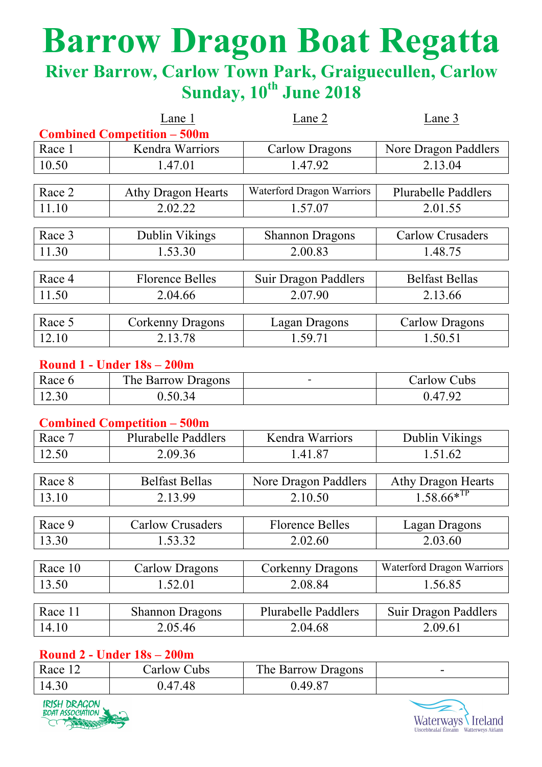# Barrow Dragon Boat Regatta

## River Barrow, Carlow Town Park, Graiguecullen, Carlow

## Sunday, 10th June 2018

| | Lane 1 | Lane 2 | Lane 3 |
|---|---|---|---|

**Combined Competition – 500m**

| Race 1 | Kendra Warriors | Carlow Dragons | Nore Dragon Paddlers |
|---|---|---|---|
| 10.50 | 1.47.01 | 1.47.92 | 2.13.04 |

| Race 2 | Athy Dragon Hearts | Waterford Dragon Warriors | Plurabelle Paddlers |
|---|---|---|---|
| 11.10 | 2.02.22 | 1.57.07 | 2.01.55 |

| Race 3 | Dublin Vikings | Shannon Dragons | Carlow Crusaders |
|---|---|---|---|
| 11.30 | 1.53.30 | 2.00.83 | 1.48.75 |

| Race 4 | Florence Belles | Suir Dragon Paddlers | Belfast Bellas |
|---|---|---|---|
| 11.50 | 2.04.66 | 2.07.90 | 2.13.66 |

| Race 5 | Corkenny Dragons | Lagan Dragons | Carlow Dragons |
|---|---|---|---|
| 12.10 | 2.13.78 | 1.59.71 | 1.50.51 |

**Round 1 - Under 18s – 200m**

| Race 6 | The Barrow Dragons | - | Carlow Cubs |
|---|---|---|---|
| 12.30 | 0.50.34 | | 0.47.92 |

**Combined Competition – 500m**

| Race 7 | Plurabelle Paddlers | Kendra Warriors | Dublin Vikings |
|---|---|---|---|
| 12.50 | 2.09.36 | 1.41.87 | 1.51.62 |

| Race 8 | Belfast Bellas | Nore Dragon Paddlers | Athy Dragon Hearts |
|---|---|---|---|
| 13.10 | 2.13.99 | 2.10.50 | 1.58.66*TP |

| Race 9 | Carlow Crusaders | Florence Belles | Lagan Dragons |
|---|---|---|---|
| 13.30 | 1.53.32 | 2.02.60 | 2.03.60 |

| Race 10 | Carlow Dragons | Corkenny Dragons | Waterford Dragon Warriors |
|---|---|---|---|
| 13.50 | 1.52.01 | 2.08.84 | 1.56.85 |

| Race 11 | Shannon Dragons | Plurabelle Paddlers | Suir Dragon Paddlers |
|---|---|---|---|
| 14.10 | 2.05.46 | 2.04.68 | 2.09.61 |

**Round 2 - Under 18s – 200m**

| Race 12 | Carlow Cubs | The Barrow Dragons | - |
|---|---|---|---|
| 14.30 | 0.47.48 | 0.49.87 | |

IRISH DRAGON BOAT ASSOCIATION

Waterways Ireland
Uiscebhealaí Éireann Watterweys Airlann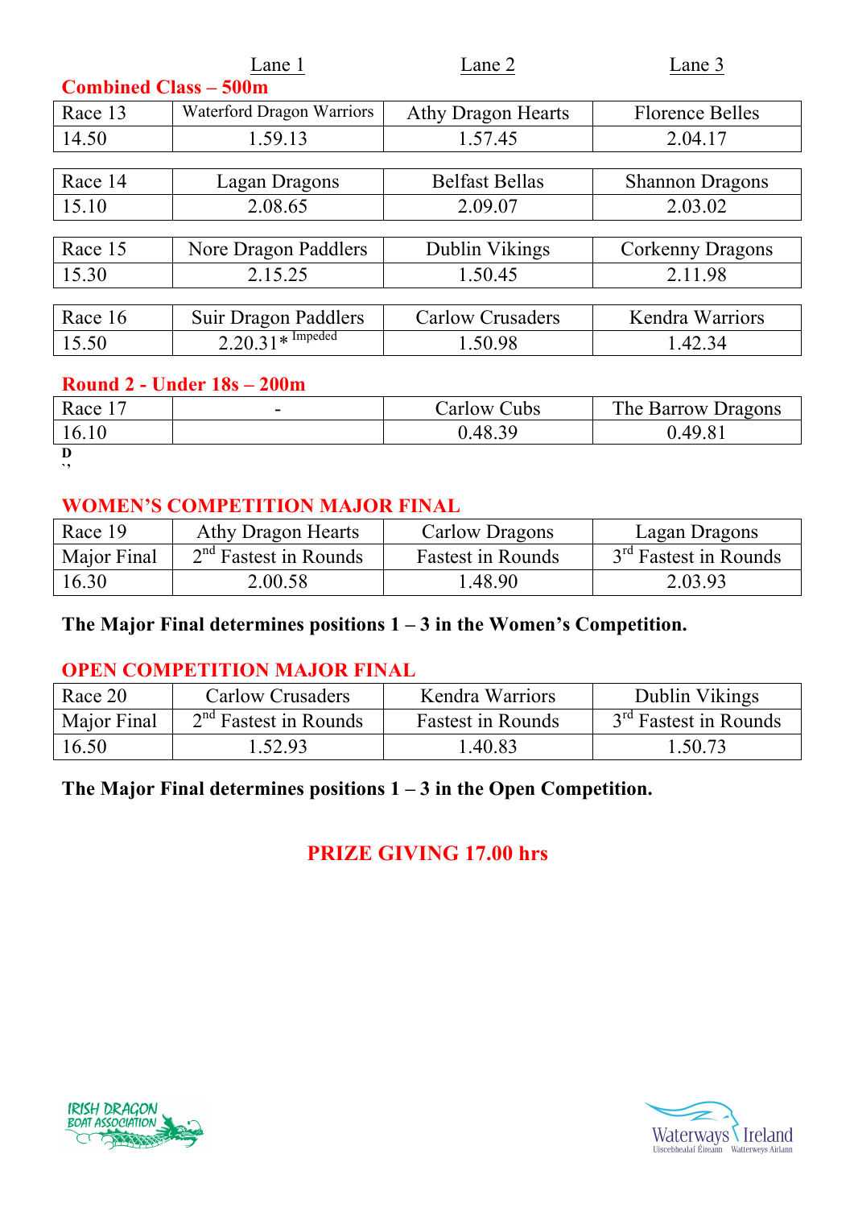| | Lane 1 | Lane 2 | Lane 3 |
|---|---|---|---|

**Combined Class – 500m**

| Race 13 | Waterford Dragon Warriors | Athy Dragon Hearts | Florence Belles |
|---|---|---|---|
| 14.50 | 1.59.13 | 1.57.45 | 2.04.17 |

| Race 14 | Lagan Dragons | Belfast Bellas | Shannon Dragons |
|---|---|---|---|
| 15.10 | 2.08.65 | 2.09.07 | 2.03.02 |

| Race 15 | Nore Dragon Paddlers | Dublin Vikings | Corkenny Dragons |
|---|---|---|---|
| 15.30 | 2.15.25 | 1.50.45 | 2.11.98 |

| Race 16 | Suir Dragon Paddlers | Carlow Crusaders | Kendra Warriors |
|---|---|---|---|
| 15.50 | 2.20.31* Impeded | 1.50.98 | 1.42.34 |

**Round 2 - Under 18s – 200m**

| Race 17 | - | Carlow Cubs | The Barrow Dragons |
|---|---|---|---|
| 16.10 | | 0.48.39 | 0.49.81 |

D
``

**WOMEN'S COMPETITION MAJOR FINAL**

| Race 19 | Athy Dragon Hearts | Carlow Dragons | Lagan Dragons |
|---|---|---|---|
| Major Final | 2nd Fastest in Rounds | Fastest in Rounds | 3rd Fastest in Rounds |
| 16.30 | 2.00.58 | 1.48.90 | 2.03.93 |

**The Major Final determines positions 1 – 3 in the Women's Competition.**

**OPEN COMPETITION MAJOR FINAL**

| Race 20 | Carlow Crusaders | Kendra Warriors | Dublin Vikings |
|---|---|---|---|
| Major Final | 2nd Fastest in Rounds | Fastest in Rounds | 3rd Fastest in Rounds |
| 16.50 | 1.52.93 | 1.40.83 | 1.50.73 |

**The Major Final determines positions 1 – 3 in the Open Competition.**

**PRIZE GIVING 17.00 hrs**

IRISH DRAGON BOAT ASSOCIATION

Waterways Ireland
Uiscebhealaí Éireann Watterweys Airlann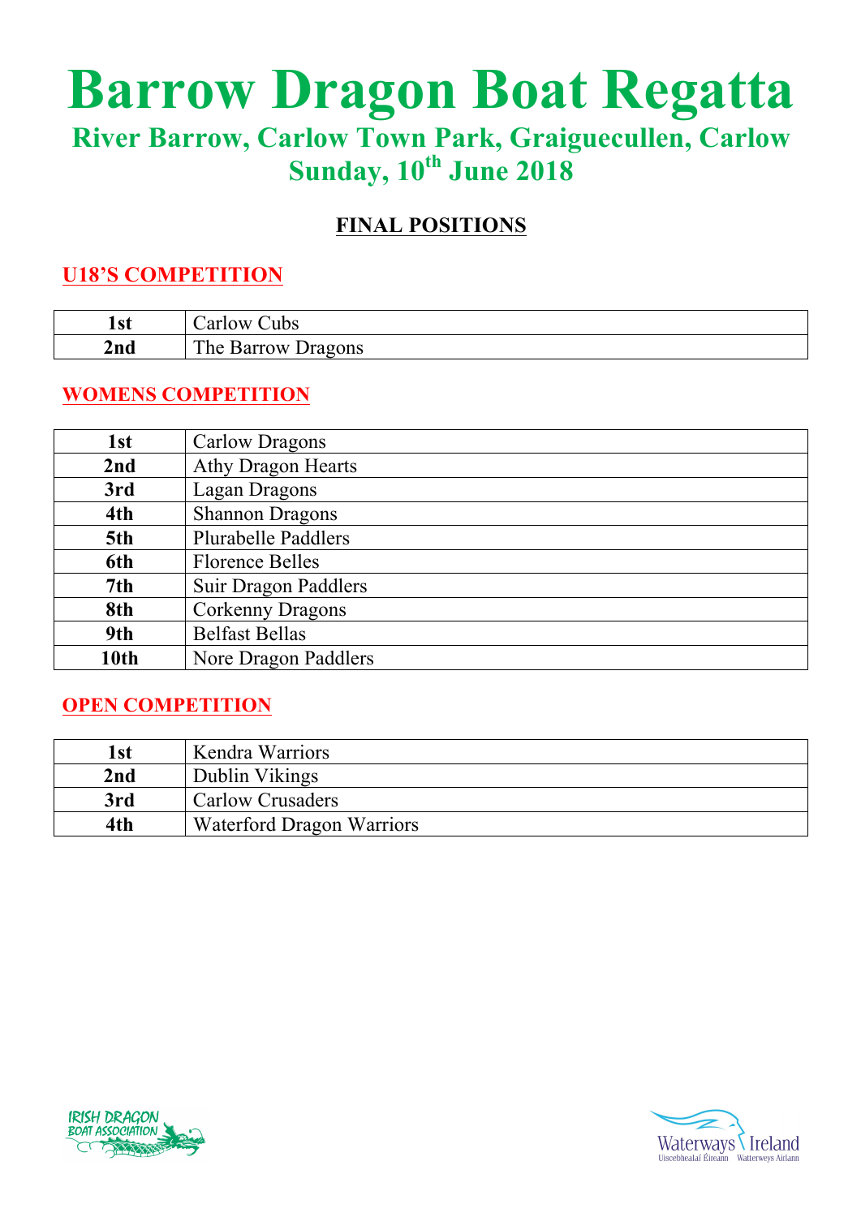# Barrow Dragon Boat Regatta

## River Barrow, Carlow Town Park, Graiguecullen, Carlow
## Sunday, 10th June 2018

### FINAL POSITIONS

#### U18'S COMPETITION

| | |
|---|---|
| 1st | Carlow Cubs |
| 2nd | The Barrow Dragons |

#### WOMENS COMPETITION

| | |
|---|---|
| 1st | Carlow Dragons |
| 2nd | Athy Dragon Hearts |
| 3rd | Lagan Dragons |
| 4th | Shannon Dragons |
| 5th | Plurabelle Paddlers |
| 6th | Florence Belles |
| 7th | Suir Dragon Paddlers |
| 8th | Corkenny Dragons |
| 9th | Belfast Bellas |
| 10th | Nore Dragon Paddlers |

#### OPEN COMPETITION

| | |
|---|---|
| 1st | Kendra Warriors |
| 2nd | Dublin Vikings |
| 3rd | Carlow Crusaders |
| 4th | Waterford Dragon Warriors |

IRISH DRAGON BOAT ASSOCIATION

Waterways Ireland
Uiscebhealaí Éireann Watterweys Airlann